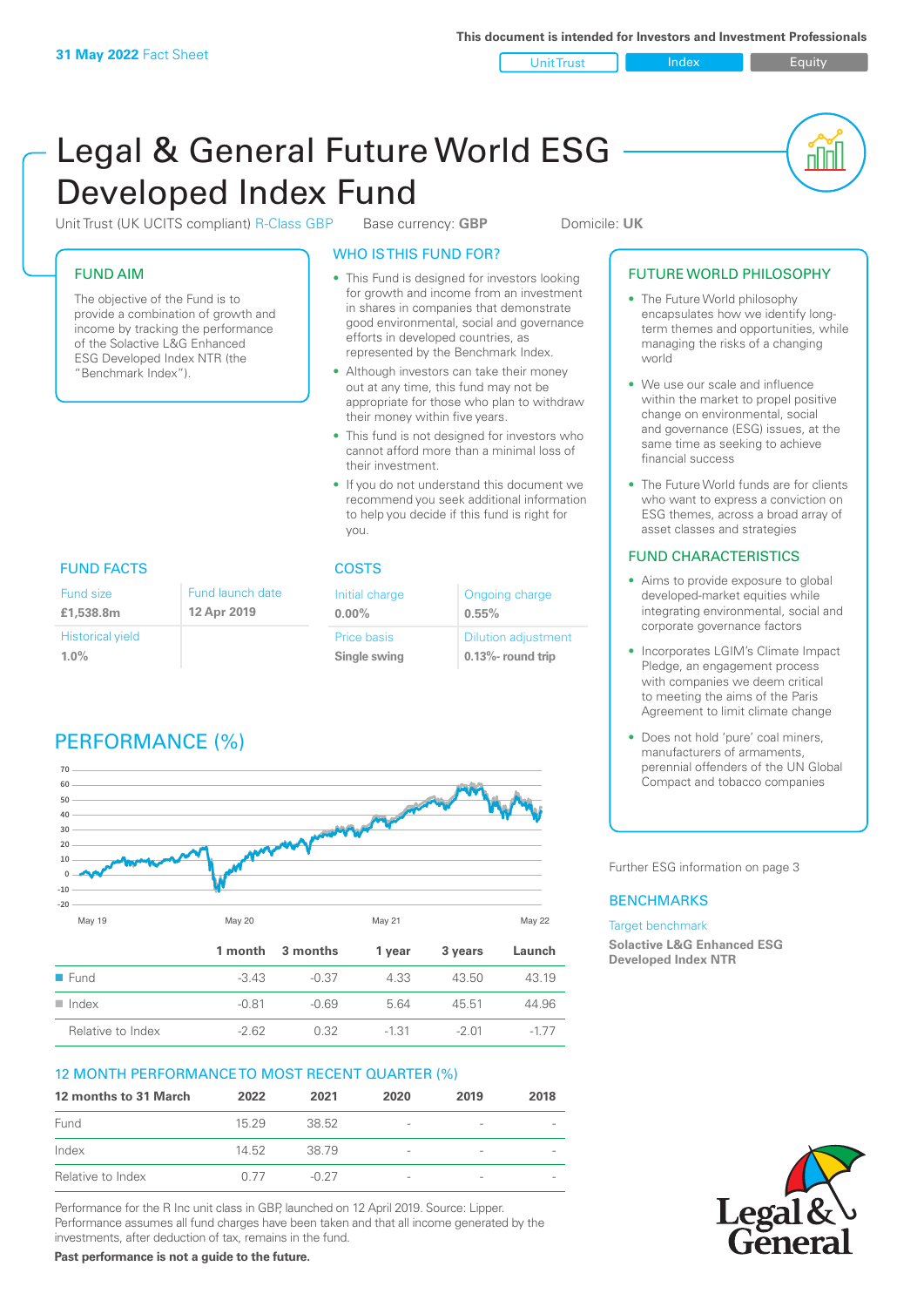**31 May 2022** Fact Sheet

This document is intended for Investors and Investment Professionals

Unit Trust | Index | Equity

# Legal & General Future World ESG Developed Index Fund

Unit Trust (UK UCITS compliant) R-Class GBP    Base currency: **GBP**    Domicile: **UK**

## FUND AIM

The objective of the Fund is to provide a combination of growth and income by tracking the performance of the Solactive L&G Enhanced ESG Developed Index NTR (the "Benchmark Index").

## WHO IS THIS FUND FOR?

- This Fund is designed for investors looking for growth and income from an investment in shares in companies that demonstrate good environmental, social and governance efforts in developed countries, as represented by the Benchmark Index.
- Although investors can take their money out at any time, this fund may not be appropriate for those who plan to withdraw their money within five years.
- This fund is not designed for investors who cannot afford more than a minimal loss of their investment.
- If you do not understand this document we recommend you seek additional information to help you decide if this fund is right for you.

## FUTURE WORLD PHILOSOPHY

- The Future World philosophy encapsulates how we identify long-term themes and opportunities, while managing the risks of a changing world
- We use our scale and influence within the market to propel positive change on environmental, social and governance (ESG) issues, at the same time as seeking to achieve financial success
- The Future World funds are for clients who want to express a conviction on ESG themes, across a broad array of asset classes and strategies

## FUND CHARACTERISTICS

- Aims to provide exposure to global developed-market equities while integrating environmental, social and corporate governance factors
- Incorporates LGIM's Climate Impact Pledge, an engagement process with companies we deem critical to meeting the aims of the Paris Agreement to limit climate change
- Does not hold 'pure' coal miners, manufacturers of armaments, perennial offenders of the UN Global Compact and tobacco companies

Further ESG information on page 3

## FUND FACTS

| Fund size | Fund launch date |
|---|---|
| **£1,538.8m** | **12 Apr 2019** |
| Historical yield | |
| **1.0%** | |

## COSTS

| Initial charge | Ongoing charge |
|---|---|
| **0.00%** | **0.55%** |
| Price basis | Dilution adjustment |
| **Single swing** | **0.13%- round trip** |

## BENCHMARKS

Target benchmark

**Solactive L&G Enhanced ESG Developed Index NTR**

## PERFORMANCE (%)

| | 1 month | 3 months | 1 year | 3 years | Launch |
|---|---|---|---|---|---|
| Fund | -3.43 | -0.37 | 4.33 | 43.50 | 43.19 |
| Index | -0.81 | -0.69 | 5.64 | 45.51 | 44.96 |
| Relative to Index | -2.62 | 0.32 | -1.31 | -2.01 | -1.77 |

## 12 MONTH PERFORMANCE TO MOST RECENT QUARTER (%)

| 12 months to 31 March | 2022 | 2021 | 2020 | 2019 | 2018 |
|---|---|---|---|---|---|
| Fund | 15.29 | 38.52 | - | - | - |
| Index | 14.52 | 38.79 | - | - | - |
| Relative to Index | 0.77 | -0.27 | - | - | - |

Performance for the R Inc unit class in GBP, launched on 12 April 2019. Source: Lipper. Performance assumes all fund charges have been taken and that all income generated by the investments, after deduction of tax, remains in the fund.

**Past performance is not a guide to the future.**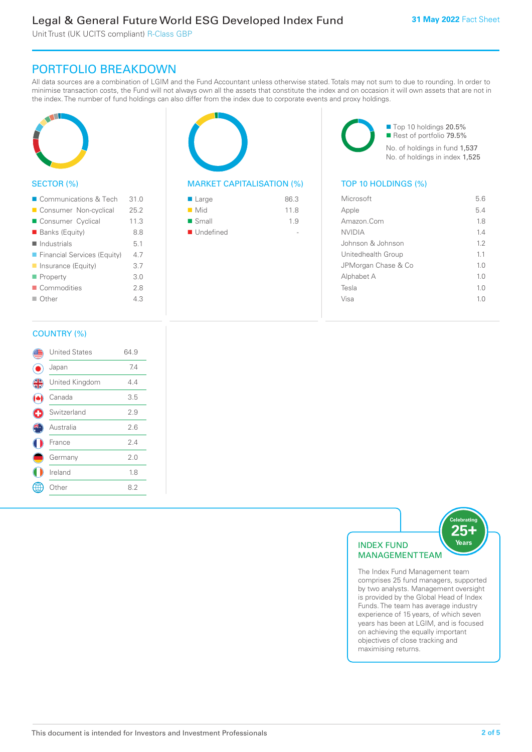# Legal & General Future World ESG Developed Index Fund

Unit Trust (UK UCITS compliant) R-Class GBP

**31 May 2022** Fact Sheet

## PORTFOLIO BREAKDOWN

All data sources are a combination of LGIM and the Fund Accountant unless otherwise stated. Totals may not sum to due to rounding. In order to minimise transaction costs, the Fund will not always own all the assets that constitute the index and on occasion it will own assets that are not in the index. The number of fund holdings can also differ from the index due to corporate events and proxy holdings.

### SECTOR (%)

| Sector | % |
|---|---|
| Communications & Tech | 31.0 |
| Consumer Non-cyclical | 25.2 |
| Consumer Cyclical | 11.3 |
| Banks (Equity) | 8.8 |
| Industrials | 5.1 |
| Financial Services (Equity) | 4.7 |
| Insurance (Equity) | 3.7 |
| Property | 3.0 |
| Commodities | 2.8 |
| Other | 4.3 |

### MARKET CAPITALISATION (%)

| Market Cap | % |
|---|---|
| Large | 86.3 |
| Mid | 11.8 |
| Small | 1.9 |
| Undefined | - |

Top 10 holdings 20.5%
Rest of portfolio 79.5%

No. of holdings in fund 1,537
No. of holdings in index 1,525

### TOP 10 HOLDINGS (%)

| Holding | % |
|---|---|
| Microsoft | 5.6 |
| Apple | 5.4 |
| Amazon.Com | 1.8 |
| NVIDIA | 1.4 |
| Johnson & Johnson | 1.2 |
| Unitedhealth Group | 1.1 |
| JPMorgan Chase & Co | 1.0 |
| Alphabet A | 1.0 |
| Tesla | 1.0 |
| Visa | 1.0 |

### COUNTRY (%)

| Country | % |
|---|---|
| United States | 64.9 |
| Japan | 7.4 |
| United Kingdom | 4.4 |
| Canada | 3.5 |
| Switzerland | 2.9 |
| Australia | 2.6 |
| France | 2.4 |
| Germany | 2.0 |
| Ireland | 1.8 |
| Other | 8.2 |

### INDEX FUND MANAGEMENT TEAM

Celebrating 25+ Years

The Index Fund Management team comprises 25 fund managers, supported by two analysts. Management oversight is provided by the Global Head of Index Funds. The team has average industry experience of 15 years, of which seven years has been at LGIM, and is focused on achieving the equally important objectives of close tracking and maximising returns.

This document is intended for Investors and Investment Professionals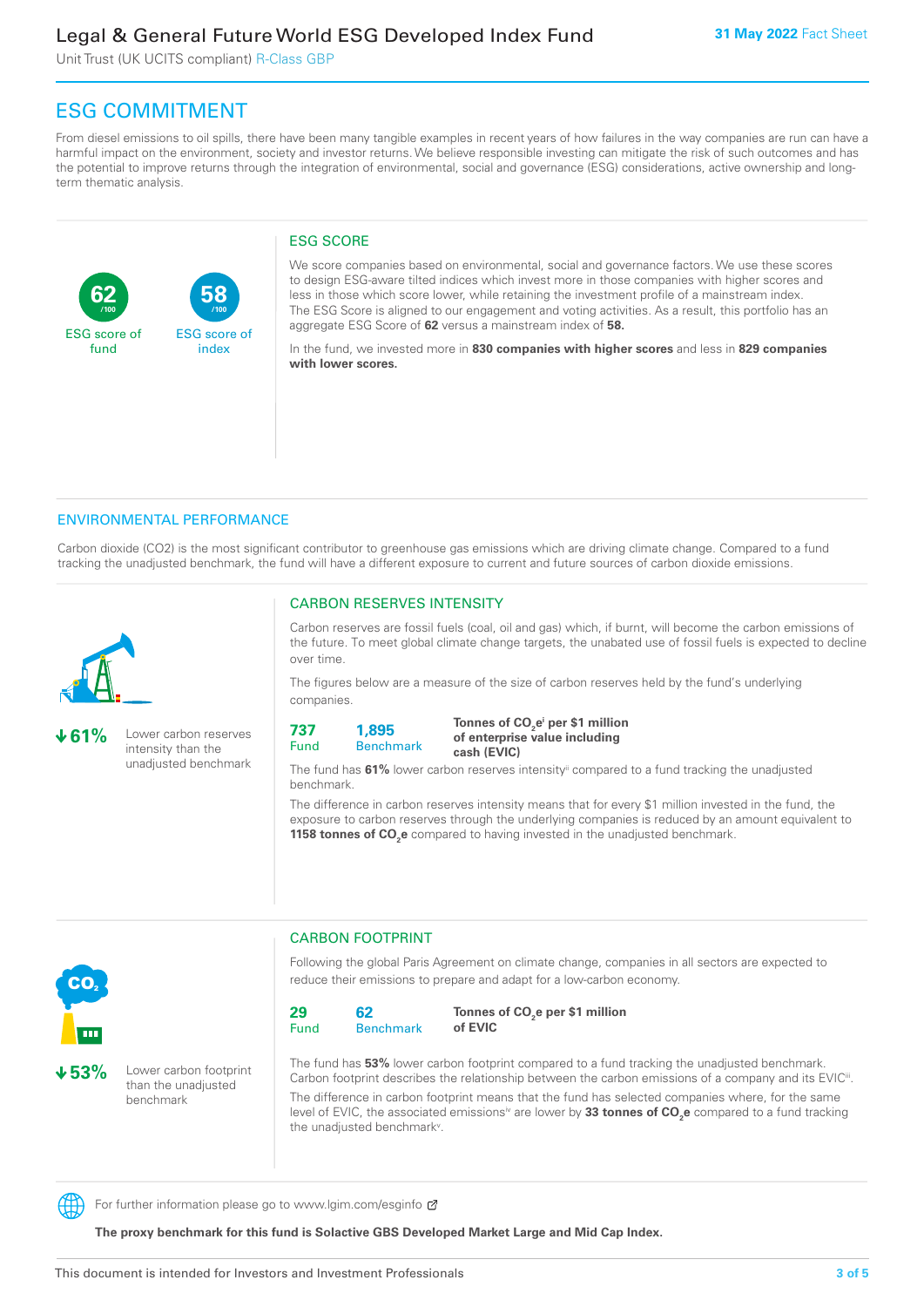# ESG COMMITMENT

From diesel emissions to oil spills, there have been many tangible examples in recent years of how failures in the way companies are run can have a harmful impact on the environment, society and investor returns. We believe responsible investing can mitigate the risk of such outcomes and has the potential to improve returns through the integration of environmental, social and governance (ESG) considerations, active ownership and long-term thematic analysis.

**62** /100 ESG score of fund

**58** /100 ESG score of index

## ESG SCORE

We score companies based on environmental, social and governance factors. We use these scores to design ESG-aware tilted indices which invest more in those companies with higher scores and less in those which score lower, while retaining the investment profile of a mainstream index. The ESG Score is aligned to our engagement and voting activities. As a result, this portfolio has an aggregate ESG Score of **62** versus a mainstream index of **58.**

In the fund, we invested more in **830 companies with higher scores** and less in **829 companies with lower scores.**

## ENVIRONMENTAL PERFORMANCE

Carbon dioxide (CO2) is the most significant contributor to greenhouse gas emissions which are driving climate change. Compared to a fund tracking the unadjusted benchmark, the fund will have a different exposure to current and future sources of carbon dioxide emissions.

**↓61%** Lower carbon reserves intensity than the unadjusted benchmark

### CARBON RESERVES INTENSITY

Carbon reserves are fossil fuels (coal, oil and gas) which, if burnt, will become the carbon emissions of the future. To meet global climate change targets, the unabated use of fossil fuels is expected to decline over time.

The figures below are a measure of the size of carbon reserves held by the fund's underlying companies.

| Fund | Benchmark | |
|---|---|---|
| **737** | **1,895** | **Tonnes of $CO_2e$[i] per $1 million of enterprise value including cash (EVIC)** |

The fund has **61%** lower carbon reserves intensity[ii] compared to a fund tracking the unadjusted benchmark.

The difference in carbon reserves intensity means that for every $1 million invested in the fund, the exposure to carbon reserves through the underlying companies is reduced by an amount equivalent to **1158 tonnes of $CO_2e$** compared to having invested in the unadjusted benchmark.

**↓53%** Lower carbon footprint than the unadjusted benchmark

### CARBON FOOTPRINT

Following the global Paris Agreement on climate change, companies in all sectors are expected to reduce their emissions to prepare and adapt for a low-carbon economy.

| Fund | Benchmark | |
|---|---|---|
| **29** | **62** | **Tonnes of $CO_2e$ per $1 million of EVIC** |

The fund has **53%** lower carbon footprint compared to a fund tracking the unadjusted benchmark. Carbon footprint describes the relationship between the carbon emissions of a company and its EVIC[iii].

The difference in carbon footprint means that the fund has selected companies where, for the same level of EVIC, the associated emissions[iv] are lower by **33 tonnes of $CO_2e$** compared to a fund tracking the unadjusted benchmark[v].

For further information please go to www.lgim.com/esginfo

**The proxy benchmark for this fund is Solactive GBS Developed Market Large and Mid Cap Index.**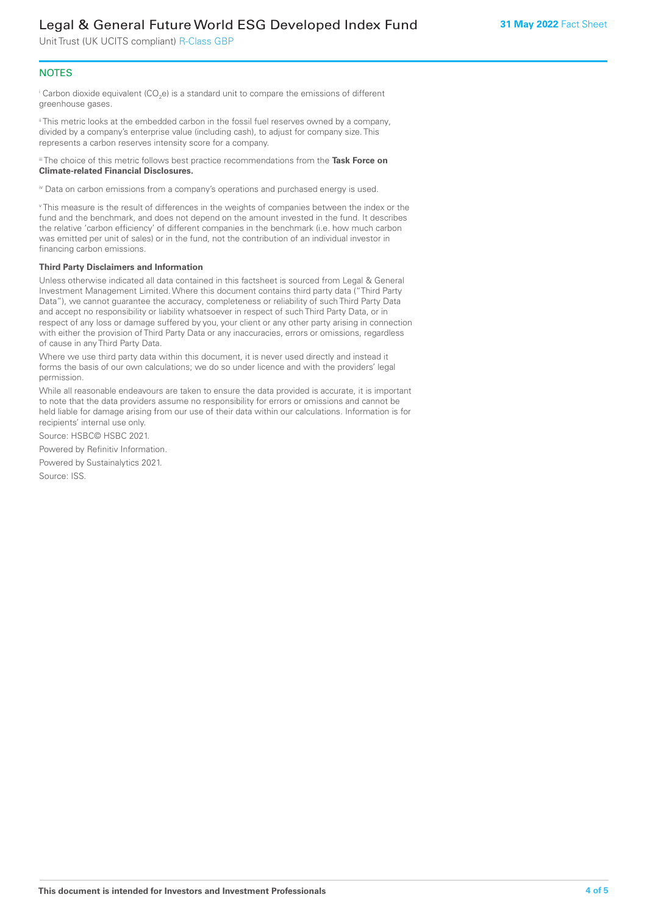## NOTES

[i] Carbon dioxide equivalent ($CO_2e$) is a standard unit to compare the emissions of different greenhouse gases.

[ii] This metric looks at the embedded carbon in the fossil fuel reserves owned by a company, divided by a company's enterprise value (including cash), to adjust for company size. This represents a carbon reserves intensity score for a company.

[iii] The choice of this metric follows best practice recommendations from the **Task Force on Climate-related Financial Disclosures.**

[iv] Data on carbon emissions from a company's operations and purchased energy is used.

[v] This measure is the result of differences in the weights of companies between the index or the fund and the benchmark, and does not depend on the amount invested in the fund. It describes the relative 'carbon efficiency' of different companies in the benchmark (i.e. how much carbon was emitted per unit of sales) or in the fund, not the contribution of an individual investor in financing carbon emissions.

**Third Party Disclaimers and Information**

Unless otherwise indicated all data contained in this factsheet is sourced from Legal & General Investment Management Limited. Where this document contains third party data ("Third Party Data"), we cannot guarantee the accuracy, completeness or reliability of such Third Party Data and accept no responsibility or liability whatsoever in respect of such Third Party Data, or in respect of any loss or damage suffered by you, your client or any other party arising in connection with either the provision of Third Party Data or any inaccuracies, errors or omissions, regardless of cause in any Third Party Data.

Where we use third party data within this document, it is never used directly and instead it forms the basis of our own calculations; we do so under licence and with the providers' legal permission.

While all reasonable endeavours are taken to ensure the data provided is accurate, it is important to note that the data providers assume no responsibility for errors or omissions and cannot be held liable for damage arising from our use of their data within our calculations. Information is for recipients' internal use only.

Source: HSBC© HSBC 2021.

Powered by Refinitiv Information.

Powered by Sustainalytics 2021.

Source: ISS.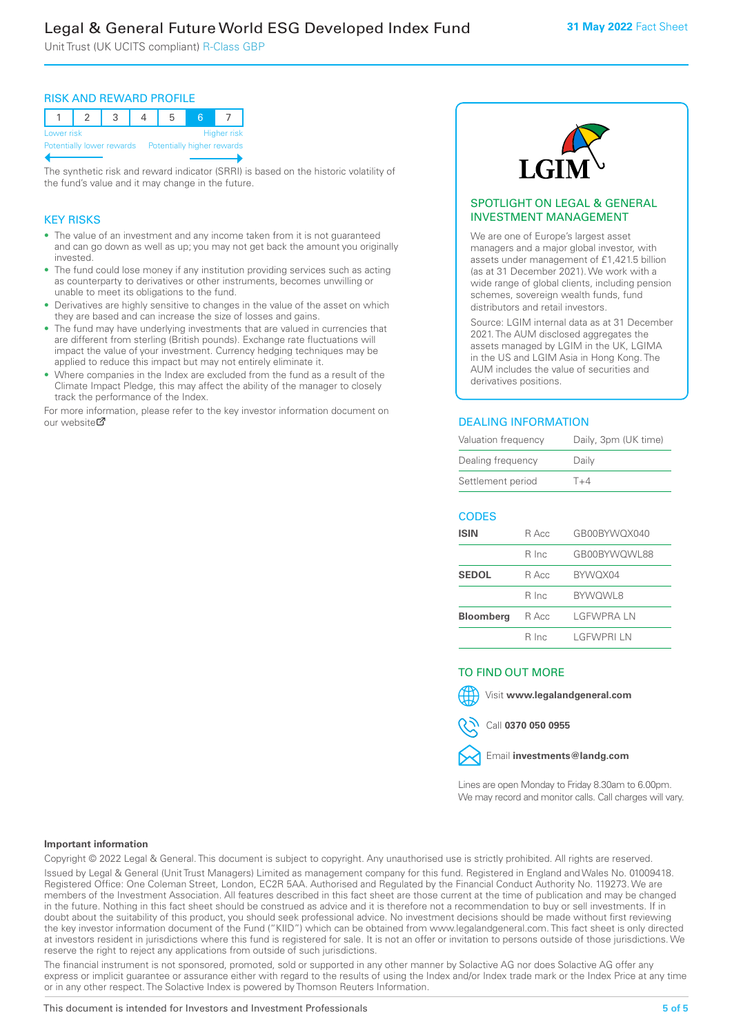## RISK AND REWARD PROFILE

| 1 | 2 | 3 | 4 | 5 | 6 | 7 |
|---|---|---|---|---|---|---|

Lower risk — Higher risk

Potentially lower rewards — Potentially higher rewards

The synthetic risk and reward indicator (SRRI) is based on the historic volatility of the fund's value and it may change in the future.

## KEY RISKS

- The value of an investment and any income taken from it is not guaranteed and can go down as well as up; you may not get back the amount you originally invested.
- The fund could lose money if any institution providing services such as acting as counterparty to derivatives or other instruments, becomes unwilling or unable to meet its obligations to the fund.
- Derivatives are highly sensitive to changes in the value of the asset on which they are based and can increase the size of losses and gains.
- The fund may have underlying investments that are valued in currencies that are different from sterling (British pounds). Exchange rate fluctuations will impact the value of your investment. Currency hedging techniques may be applied to reduce this impact but may not entirely eliminate it.
- Where companies in the Index are excluded from the fund as a result of the Climate Impact Pledge, this may affect the ability of the manager to closely track the performance of the Index.

For more information, please refer to the key investor information document on our website

## SPOTLIGHT ON LEGAL & GENERAL INVESTMENT MANAGEMENT

We are one of Europe's largest asset managers and a major global investor, with assets under management of £1,421.5 billion (as at 31 December 2021). We work with a wide range of global clients, including pension schemes, sovereign wealth funds, fund distributors and retail investors.

Source: LGIM internal data as at 31 December 2021. The AUM disclosed aggregates the assets managed by LGIM in the UK, LGIMA in the US and LGIM Asia in Hong Kong. The AUM includes the value of securities and derivatives positions.

## DEALING INFORMATION

| | |
|---|---|
| Valuation frequency | Daily, 3pm (UK time) |
| Dealing frequency | Daily |
| Settlement period | T+4 |

## CODES

| | | |
|---|---|---|
| **ISIN** | R Acc | GB00BYWQX040 |
| | R Inc | GB00BYWQWL88 |
| **SEDOL** | R Acc | BYWQX04 |
| | R Inc | BYWQWL8 |
| **Bloomberg** | R Acc | LGFWPRA LN |
| | R Inc | LGFWPRI LN |

## TO FIND OUT MORE

Visit **www.legalandgeneral.com**

Call **0370 050 0955**

Email **investments@landg.com**

Lines are open Monday to Friday 8.30am to 6.00pm. We may record and monitor calls. Call charges will vary.

### Important information

Copyright © 2022 Legal & General. This document is subject to copyright. Any unauthorised use is strictly prohibited. All rights are reserved.

Issued by Legal & General (Unit Trust Managers) Limited as management company for this fund. Registered in England and Wales No. 01009418. Registered Office: One Coleman Street, London, EC2R 5AA. Authorised and Regulated by the Financial Conduct Authority No. 119273. We are members of the Investment Association. All features described in this fact sheet are those current at the time of publication and may be changed in the future. Nothing in this fact sheet should be construed as advice and it is therefore not a recommendation to buy or sell investments. If in doubt about the suitability of this product, you should seek professional advice. No investment decisions should be made without first reviewing the key investor information document of the Fund ("KIID") which can be obtained from www.legalandgeneral.com. This fact sheet is only directed at investors resident in jurisdictions where this fund is registered for sale. It is not an offer or invitation to persons outside of those jurisdictions. We reserve the right to reject any applications from outside of such jurisdictions.

The financial instrument is not sponsored, promoted, sold or supported in any other manner by Solactive AG nor does Solactive AG offer any express or implicit guarantee or assurance either with regard to the results of using the Index and/or Index trade mark or the Index Price at any time or in any other respect. The Solactive Index is powered by Thomson Reuters Information.